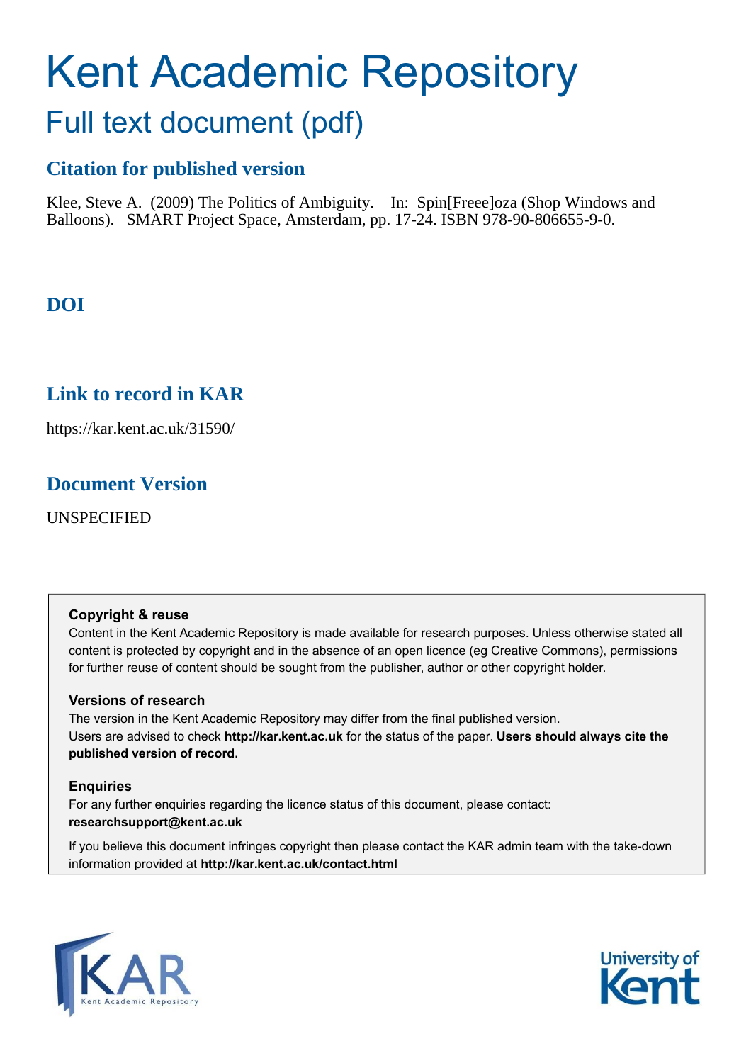# Kent Academic Repository

## Full text document (pdf)

### Citation for published version

Klee, Steve A. (2009) The Politics of Ambiguity. In: Spin[Freee]oza (Shop Windows and Balloons). SMART Project Space, Amsterdam, pp. 17-24. ISBN 978-90-806655-9-0.

### DOI

### Link to record in KAR

https://kar.kent.ac.uk/31590/

### Document Version

UNSPECIFIED

**Copyright & reuse**

Content in the Kent Academic Repository is made available for research purposes. Unless otherwise stated all content is protected by copyright and in the absence of an open licence (eg Creative Commons), permissions for further reuse of content should be sought from the publisher, author or other copyright holder.

**Versions of research**

The version in the Kent Academic Repository may differ from the final published version. Users are advised to check **http://kar.kent.ac.uk** for the status of the paper. **Users should always cite the published version of record.**

**Enquiries**

For any further enquiries regarding the licence status of this document, please contact: **researchsupport@kent.ac.uk**

If you believe this document infringes copyright then please contact the KAR admin team with the take-down information provided at **http://kar.kent.ac.uk/contact.html**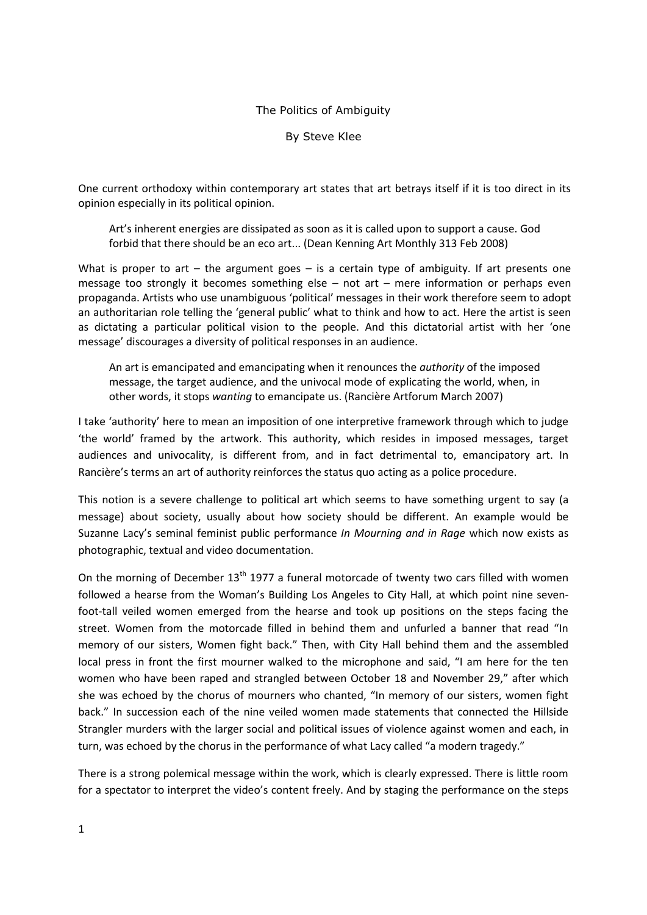The Politics of Ambiguity

By Steve Klee

One current orthodoxy within contemporary art states that art betrays itself if it is too direct in its opinion especially in its political opinion.

> Art's inherent energies are dissipated as soon as it is called upon to support a cause. God forbid that there should be an eco art... (Dean Kenning Art Monthly 313 Feb 2008)

What is proper to art – the argument goes – is a certain type of ambiguity. If art presents one message too strongly it becomes something else – not art – mere information or perhaps even propaganda. Artists who use unambiguous 'political' messages in their work therefore seem to adopt an authoritarian role telling the 'general public' what to think and how to act. Here the artist is seen as dictating a particular political vision to the people. And this dictatorial artist with her 'one message' discourages a diversity of political responses in an audience.

> An art is emancipated and emancipating when it renounces the *authority* of the imposed message, the target audience, and the univocal mode of explicating the world, when, in other words, it stops *wanting* to emancipate us. (Rancière Artforum March 2007)

I take 'authority' here to mean an imposition of one interpretive framework through which to judge 'the world' framed by the artwork. This authority, which resides in imposed messages, target audiences and univocality, is different from, and in fact detrimental to, emancipatory art. In Rancière's terms an art of authority reinforces the status quo acting as a police procedure.

This notion is a severe challenge to political art which seems to have something urgent to say (a message) about society, usually about how society should be different. An example would be Suzanne Lacy's seminal feminist public performance *In Mourning and in Rage* which now exists as photographic, textual and video documentation.

On the morning of December 13th 1977 a funeral motorcade of twenty two cars filled with women followed a hearse from the Woman's Building Los Angeles to City Hall, at which point nine seven-foot-tall veiled women emerged from the hearse and took up positions on the steps facing the street. Women from the motorcade filled in behind them and unfurled a banner that read "In memory of our sisters, Women fight back." Then, with City Hall behind them and the assembled local press in front the first mourner walked to the microphone and said, "I am here for the ten women who have been raped and strangled between October 18 and November 29," after which she was echoed by the chorus of mourners who chanted, "In memory of our sisters, women fight back." In succession each of the nine veiled women made statements that connected the Hillside Strangler murders with the larger social and political issues of violence against women and each, in turn, was echoed by the chorus in the performance of what Lacy called "a modern tragedy."

There is a strong polemical message within the work, which is clearly expressed. There is little room for a spectator to interpret the video's content freely. And by staging the performance on the steps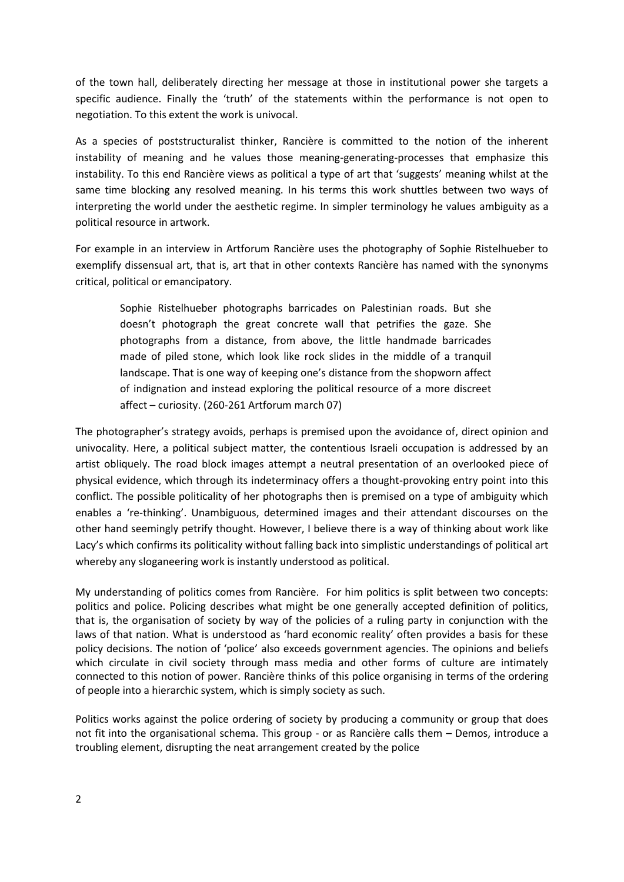of the town hall, deliberately directing her message at those in institutional power she targets a specific audience. Finally the 'truth' of the statements within the performance is not open to negotiation. To this extent the work is univocal.

As a species of poststructuralist thinker, Rancière is committed to the notion of the inherent instability of meaning and he values those meaning-generating-processes that emphasize this instability. To this end Rancière views as political a type of art that 'suggests' meaning whilst at the same time blocking any resolved meaning. In his terms this work shuttles between two ways of interpreting the world under the aesthetic regime. In simpler terminology he values ambiguity as a political resource in artwork.

For example in an interview in Artforum Rancière uses the photography of Sophie Ristelhueber to exemplify dissensual art, that is, art that in other contexts Rancière has named with the synonyms critical, political or emancipatory.

> Sophie Ristelhueber photographs barricades on Palestinian roads. But she doesn't photograph the great concrete wall that petrifies the gaze. She photographs from a distance, from above, the little handmade barricades made of piled stone, which look like rock slides in the middle of a tranquil landscape. That is one way of keeping one's distance from the shopworn affect of indignation and instead exploring the political resource of a more discreet affect – curiosity. (260-261 Artforum march 07)

The photographer's strategy avoids, perhaps is premised upon the avoidance of, direct opinion and univocality. Here, a political subject matter, the contentious Israeli occupation is addressed by an artist obliquely. The road block images attempt a neutral presentation of an overlooked piece of physical evidence, which through its indeterminacy offers a thought-provoking entry point into this conflict. The possible politicality of her photographs then is premised on a type of ambiguity which enables a 're-thinking'. Unambiguous, determined images and their attendant discourses on the other hand seemingly petrify thought. However, I believe there is a way of thinking about work like Lacy's which confirms its politicality without falling back into simplistic understandings of political art whereby any sloganeering work is instantly understood as political.

My understanding of politics comes from Rancière. For him politics is split between two concepts: politics and police. Policing describes what might be one generally accepted definition of politics, that is, the organisation of society by way of the policies of a ruling party in conjunction with the laws of that nation. What is understood as 'hard economic reality' often provides a basis for these policy decisions. The notion of 'police' also exceeds government agencies. The opinions and beliefs which circulate in civil society through mass media and other forms of culture are intimately connected to this notion of power. Rancière thinks of this police organising in terms of the ordering of people into a hierarchic system, which is simply society as such.

Politics works against the police ordering of society by producing a community or group that does not fit into the organisational schema. This group - or as Rancière calls them – Demos, introduce a troubling element, disrupting the neat arrangement created by the police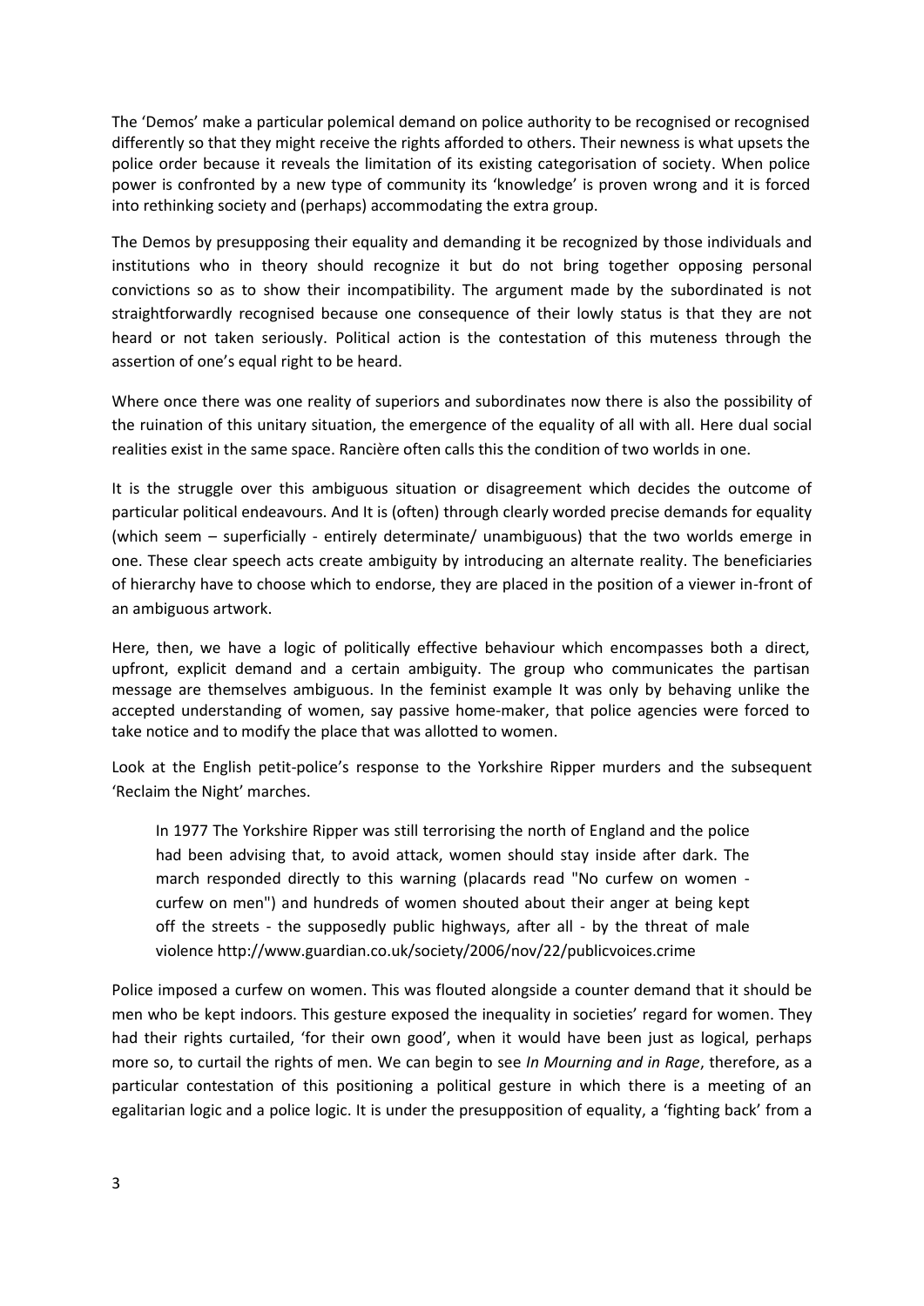The 'Demos' make a particular polemical demand on police authority to be recognised or recognised differently so that they might receive the rights afforded to others. Their newness is what upsets the police order because it reveals the limitation of its existing categorisation of society. When police power is confronted by a new type of community its 'knowledge' is proven wrong and it is forced into rethinking society and (perhaps) accommodating the extra group.

The Demos by presupposing their equality and demanding it be recognized by those individuals and institutions who in theory should recognize it but do not bring together opposing personal convictions so as to show their incompatibility. The argument made by the subordinated is not straightforwardly recognised because one consequence of their lowly status is that they are not heard or not taken seriously. Political action is the contestation of this muteness through the assertion of one's equal right to be heard.

Where once there was one reality of superiors and subordinates now there is also the possibility of the ruination of this unitary situation, the emergence of the equality of all with all. Here dual social realities exist in the same space. Rancière often calls this the condition of two worlds in one.

It is the struggle over this ambiguous situation or disagreement which decides the outcome of particular political endeavours. And It is (often) through clearly worded precise demands for equality (which seem – superficially - entirely determinate/ unambiguous) that the two worlds emerge in one. These clear speech acts create ambiguity by introducing an alternate reality. The beneficiaries of hierarchy have to choose which to endorse, they are placed in the position of a viewer in-front of an ambiguous artwork.

Here, then, we have a logic of politically effective behaviour which encompasses both a direct, upfront, explicit demand and a certain ambiguity. The group who communicates the partisan message are themselves ambiguous. In the feminist example It was only by behaving unlike the accepted understanding of women, say passive home-maker, that police agencies were forced to take notice and to modify the place that was allotted to women.

Look at the English petit-police's response to the Yorkshire Ripper murders and the subsequent 'Reclaim the Night' marches.

> In 1977 The Yorkshire Ripper was still terrorising the north of England and the police had been advising that, to avoid attack, women should stay inside after dark. The march responded directly to this warning (placards read "No curfew on women - curfew on men") and hundreds of women shouted about their anger at being kept off the streets - the supposedly public highways, after all - by the threat of male violence http://www.guardian.co.uk/society/2006/nov/22/publicvoices.crime

Police imposed a curfew on women. This was flouted alongside a counter demand that it should be men who be kept indoors. This gesture exposed the inequality in societies' regard for women. They had their rights curtailed, 'for their own good', when it would have been just as logical, perhaps more so, to curtail the rights of men. We can begin to see *In Mourning and in Rage*, therefore, as a particular contestation of this positioning a political gesture in which there is a meeting of an egalitarian logic and a police logic. It is under the presupposition of equality, a 'fighting back' from a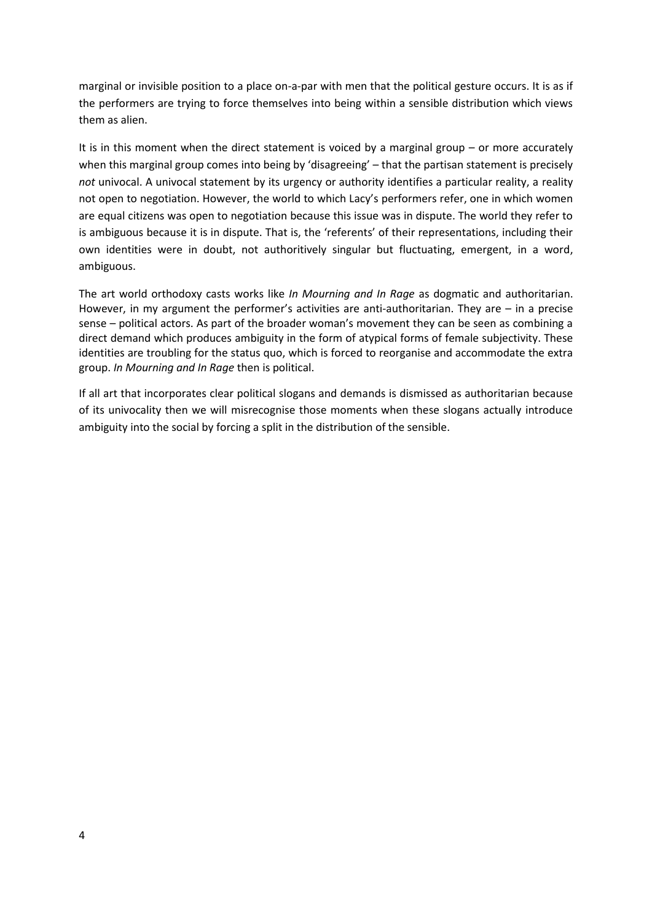marginal or invisible position to a place on-a-par with men that the political gesture occurs. It is as if the performers are trying to force themselves into being within a sensible distribution which views them as alien.

It is in this moment when the direct statement is voiced by a marginal group – or more accurately when this marginal group comes into being by 'disagreeing' – that the partisan statement is precisely *not* univocal. A univocal statement by its urgency or authority identifies a particular reality, a reality not open to negotiation. However, the world to which Lacy's performers refer, one in which women are equal citizens was open to negotiation because this issue was in dispute. The world they refer to is ambiguous because it is in dispute. That is, the 'referents' of their representations, including their own identities were in doubt, not authoritively singular but fluctuating, emergent, in a word, ambiguous.

The art world orthodoxy casts works like *In Mourning and In Rage* as dogmatic and authoritarian. However, in my argument the performer's activities are anti-authoritarian. They are – in a precise sense – political actors. As part of the broader woman's movement they can be seen as combining a direct demand which produces ambiguity in the form of atypical forms of female subjectivity. These identities are troubling for the status quo, which is forced to reorganise and accommodate the extra group. *In Mourning and In Rage* then is political.

If all art that incorporates clear political slogans and demands is dismissed as authoritarian because of its univocality then we will misrecognise those moments when these slogans actually introduce ambiguity into the social by forcing a split in the distribution of the sensible.